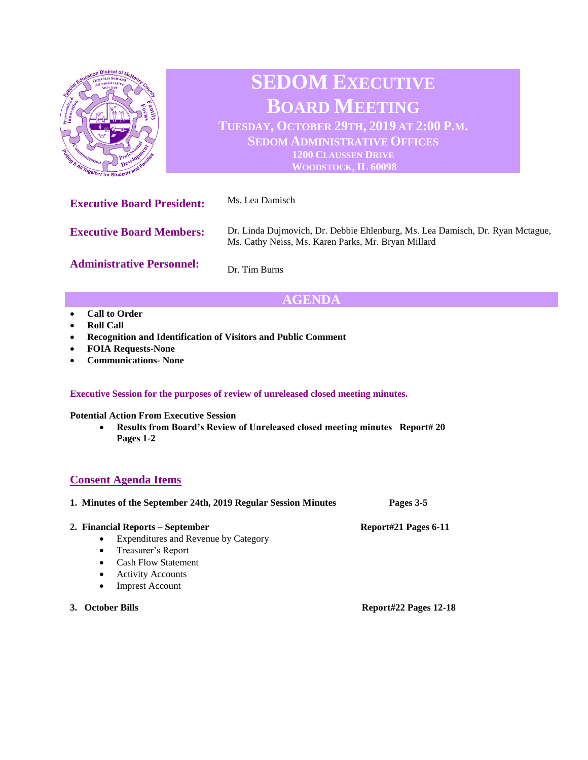# SEDOM Executive Board Meeting

## Tuesday, October 29th, 2019 at 2:00 P.M.

**SEDOM Administrative Offices**
**1200 Claussen Drive**
**Woodstock, IL 60098**

**Executive Board President:** Ms. Lea Damisch

**Executive Board Members:** Dr. Linda Dujmovich, Dr. Debbie Ehlenburg, Ms. Lea Damisch, Dr. Ryan Mctague, Ms. Cathy Neiss, Ms. Karen Parks, Mr. Bryan Millard

**Administrative Personnel:** Dr. Tim Burns

## AGENDA

- **Call to Order**
- **Roll Call**
- **Recognition and Identification of Visitors and Public Comment**
- **FOIA Requests-None**
- **Communications- None**

**Executive Session for the purposes of review of unreleased closed meeting minutes.**

**Potential Action From Executive Session**

- **Results from Board's Review of Unreleased closed meeting minutes Report# 20 Pages 1-2**

## Consent Agenda Items

1. **Minutes of the September 24th, 2019 Regular Session Minutes** — **Pages 3-5**

2. **Financial Reports – September** — **Report#21 Pages 6-11**
   - Expenditures and Revenue by Category
   - Treasurer's Report
   - Cash Flow Statement
   - Activity Accounts
   - Imprest Account

3. **October Bills** — **Report#22 Pages 12-18**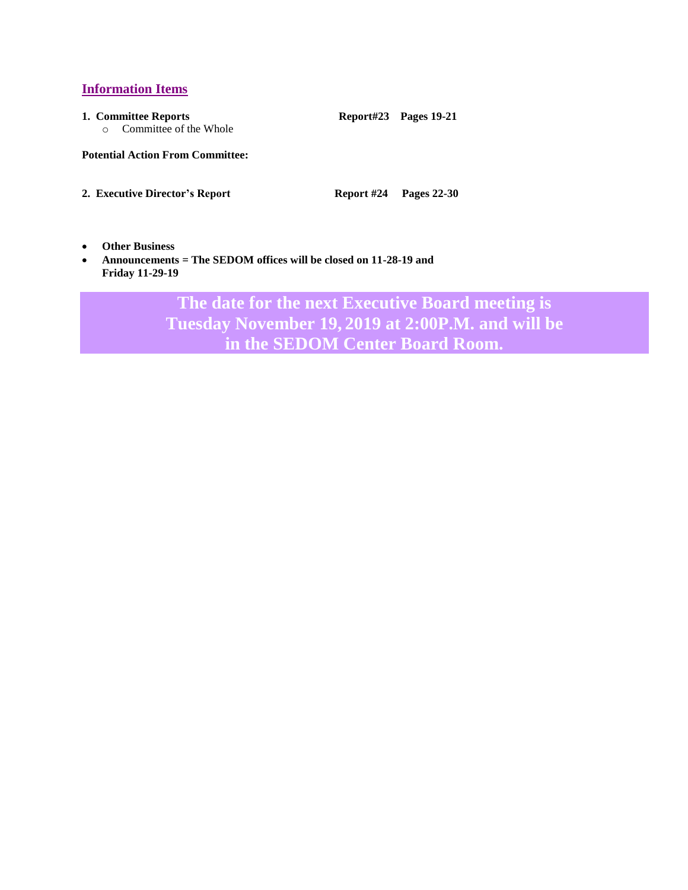## Information Items

1. **Committee Reports** **Report#23 Pages 19-21**
   - Committee of the Whole

**Potential Action From Committee:**

2. **Executive Director's Report** **Report #24 Pages 22-30**

- **Other Business**
- **Announcements = The SEDOM offices will be closed on 11-28-19 and Friday 11-29-19**

**The date for the next Executive Board meeting is Tuesday November 19, 2019 at 2:00P.M. and will be in the SEDOM Center Board Room.**